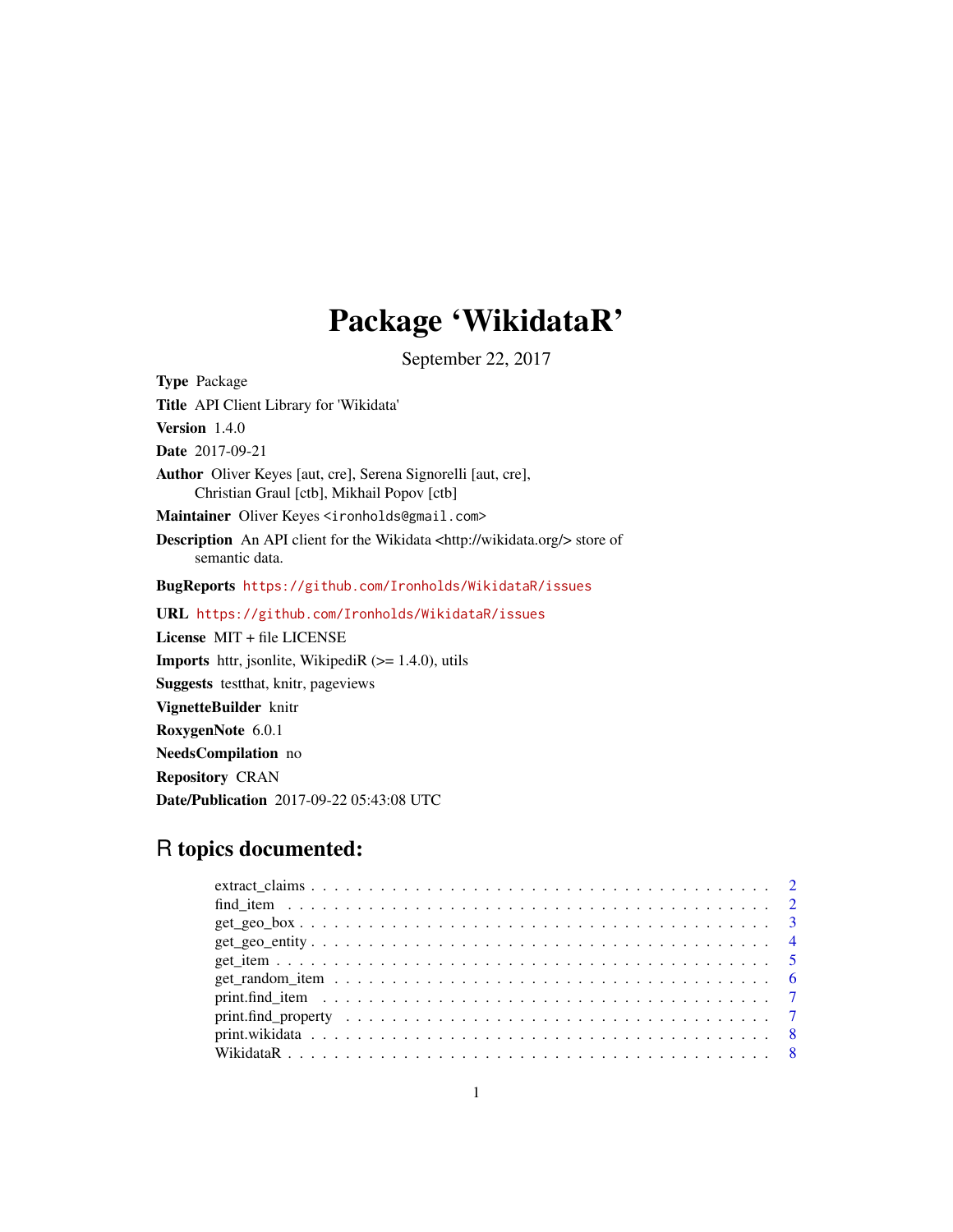# Package 'WikidataR'

September 22, 2017

**Type** Package

**Title** API Client Library for 'Wikidata'

**Version** 1.4.0

**Date** 2017-09-21

**Author** Oliver Keyes [aut, cre], Serena Signorelli [aut, cre], Christian Graul [ctb], Mikhail Popov [ctb]

**Maintainer** Oliver Keyes <ironholds@gmail.com>

**Description** An API client for the Wikidata <http://wikidata.org/> store of semantic data.

**BugReports** https://github.com/Ironholds/WikidataR/issues

**URL** https://github.com/Ironholds/WikidataR/issues

**License** MIT + file LICENSE

**Imports** httr, jsonlite, WikipediR (>= 1.4.0), utils

**Suggests** testthat, knitr, pageviews

**VignetteBuilder** knitr

**RoxygenNote** 6.0.1

**NeedsCompilation** no

**Repository** CRAN

**Date/Publication** 2017-09-22 05:43:08 UTC

## R topics documented:

- extract_claims . . . . . . . . . . . . . . . . . . . . . . . . . . . . . . . . . . . . 2
- find_item . . . . . . . . . . . . . . . . . . . . . . . . . . . . . . . . . . . . 2
- get_geo_box . . . . . . . . . . . . . . . . . . . . . . . . . . . . . . . . . . . . 3
- get_geo_entity . . . . . . . . . . . . . . . . . . . . . . . . . . . . . . . . . . . . 4
- get_item . . . . . . . . . . . . . . . . . . . . . . . . . . . . . . . . . . . . 5
- get_random_item . . . . . . . . . . . . . . . . . . . . . . . . . . . . . . . . . . . . 6
- print.find_item . . . . . . . . . . . . . . . . . . . . . . . . . . . . . . . . . . . . 7
- print.find_property . . . . . . . . . . . . . . . . . . . . . . . . . . . . . . . . . . . . 7
- print.wikidata . . . . . . . . . . . . . . . . . . . . . . . . . . . . . . . . . . . . 8
- WikidataR . . . . . . . . . . . . . . . . . . . . . . . . . . . . . . . . . . . . 8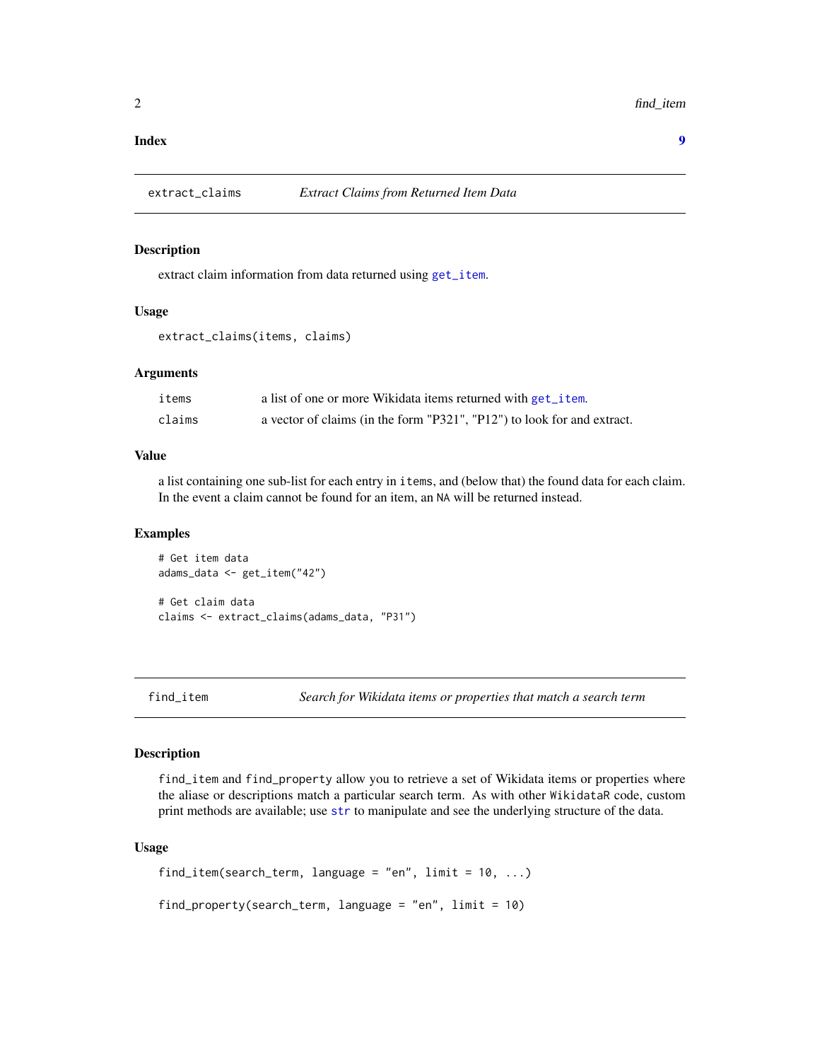**Index** **9**

## extract_claims — *Extract Claims from Returned Item Data*

### Description

extract claim information from data returned using `get_item`.

### Usage

```
extract_claims(items, claims)
```

### Arguments

| | |
|---|---|
| `items` | a list of one or more Wikidata items returned with `get_item`. |
| `claims` | a vector of claims (in the form "P321", "P12") to look for and extract. |

### Value

a list containing one sub-list for each entry in `items`, and (below that) the found data for each claim. In the event a claim cannot be found for an item, an `NA` will be returned instead.

### Examples

```
# Get item data
adams_data <- get_item("42")

# Get claim data
claims <- extract_claims(adams_data, "P31")
```

## find_item — *Search for Wikidata items or properties that match a search term*

### Description

`find_item` and `find_property` allow you to retrieve a set of Wikidata items or properties where the aliase or descriptions match a particular search term. As with other `WikidataR` code, custom print methods are available; use `str` to manipulate and see the underlying structure of the data.

### Usage

```
find_item(search_term, language = "en", limit = 10, ...)

find_property(search_term, language = "en", limit = 10)
```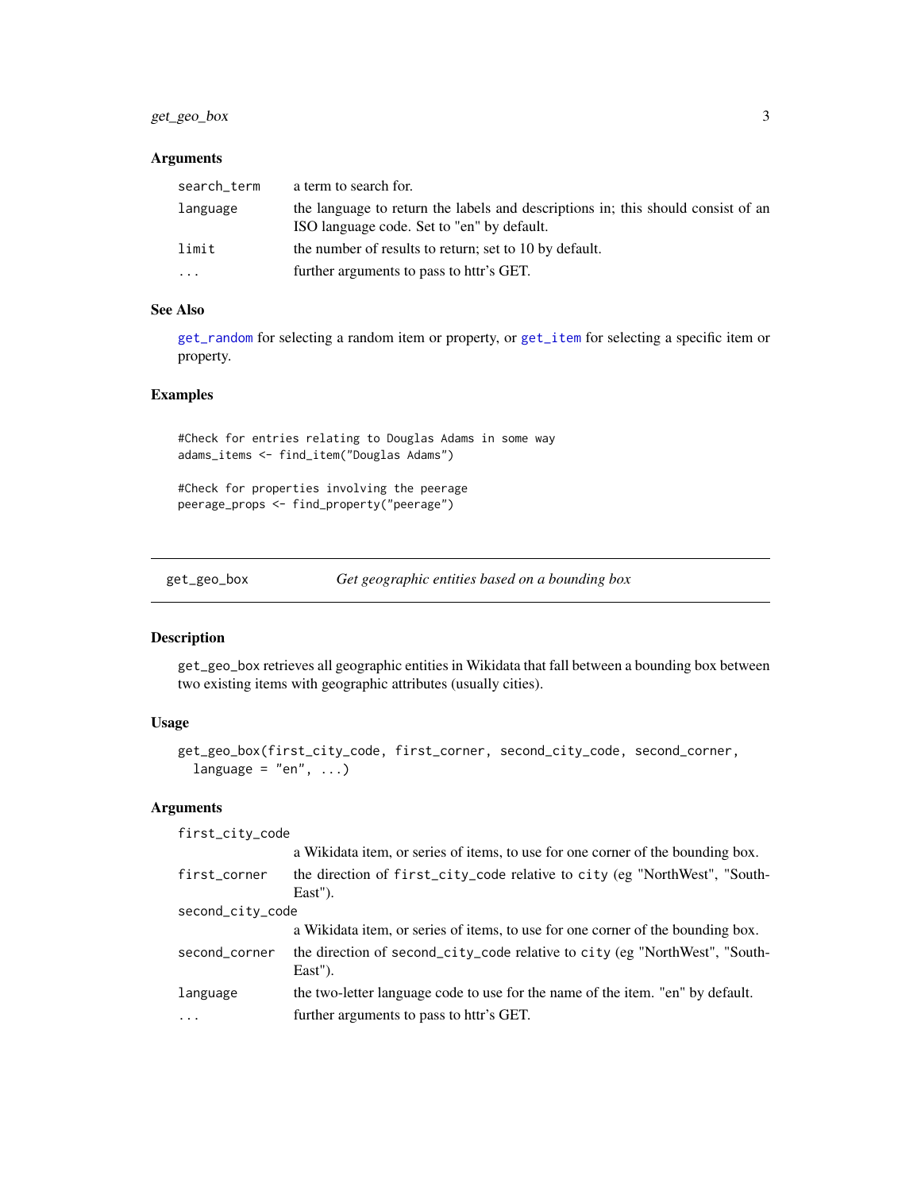### Arguments

| | |
|---|---|
| `search_term` | a term to search for. |
| `language` | the language to return the labels and descriptions in; this should consist of an ISO language code. Set to "en" by default. |
| `limit` | the number of results to return; set to 10 by default. |
| `...` | further arguments to pass to httr's GET. |

### See Also

`get_random` for selecting a random item or property, or `get_item` for selecting a specific item or property.

### Examples

```
#Check for entries relating to Douglas Adams in some way
adams_items <- find_item("Douglas Adams")

#Check for properties involving the peerage
peerage_props <- find_property("peerage")
```

---

## get_geo_box — *Get geographic entities based on a bounding box*

### Description

get_geo_box retrieves all geographic entities in Wikidata that fall between a bounding box between two existing items with geographic attributes (usually cities).

### Usage

```
get_geo_box(first_city_code, first_corner, second_city_code, second_corner,
  language = "en", ...)
```

### Arguments

| | |
|---|---|
| `first_city_code` | a Wikidata item, or series of items, to use for one corner of the bounding box. |
| `first_corner` | the direction of `first_city_code` relative to `city` (eg "NorthWest", "SouthEast"). |
| `second_city_code` | a Wikidata item, or series of items, to use for one corner of the bounding box. |
| `second_corner` | the direction of `second_city_code` relative to `city` (eg "NorthWest", "SouthEast"). |
| `language` | the two-letter language code to use for the name of the item. "en" by default. |
| `...` | further arguments to pass to httr's GET. |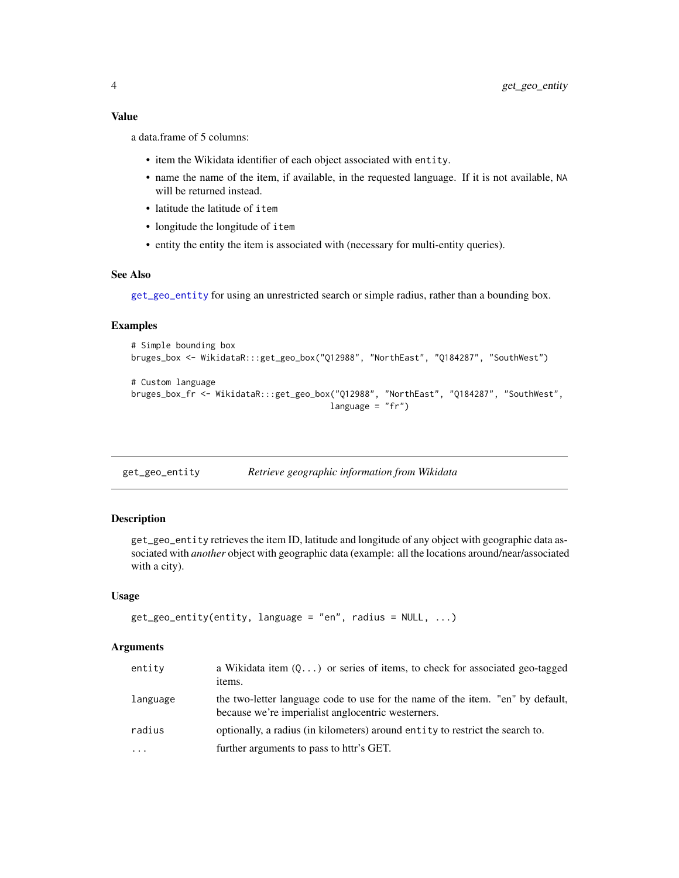### Value

a data.frame of 5 columns:

- item the Wikidata identifier of each object associated with `entity`.
- name the name of the item, if available, in the requested language. If it is not available, `NA` will be returned instead.
- latitude the latitude of `item`
- longitude the longitude of `item`
- entity the entity the item is associated with (necessary for multi-entity queries).

### See Also

`get_geo_entity` for using an unrestricted search or simple radius, rather than a bounding box.

### Examples

```
# Simple bounding box
bruges_box <- WikidataR:::get_geo_box("Q12988", "NorthEast", "Q184287", "SouthWest")

# Custom language
bruges_box_fr <- WikidataR:::get_geo_box("Q12988", "NorthEast", "Q184287", "SouthWest",
                                          language = "fr")
```

---

## get_geo_entity — *Retrieve geographic information from Wikidata*

### Description

`get_geo_entity` retrieves the item ID, latitude and longitude of any object with geographic data associated with *another* object with geographic data (example: all the locations around/near/associated with a city).

### Usage

```
get_geo_entity(entity, language = "en", radius = NULL, ...)
```

### Arguments

| | |
|---|---|
| `entity` | a Wikidata item (`Q...`) or series of items, to check for associated geo-tagged items. |
| `language` | the two-letter language code to use for the name of the item. "en" by default, because we're imperialist anglocentric westerners. |
| `radius` | optionally, a radius (in kilometers) around `entity` to restrict the search to. |
| `...` | further arguments to pass to httr's GET. |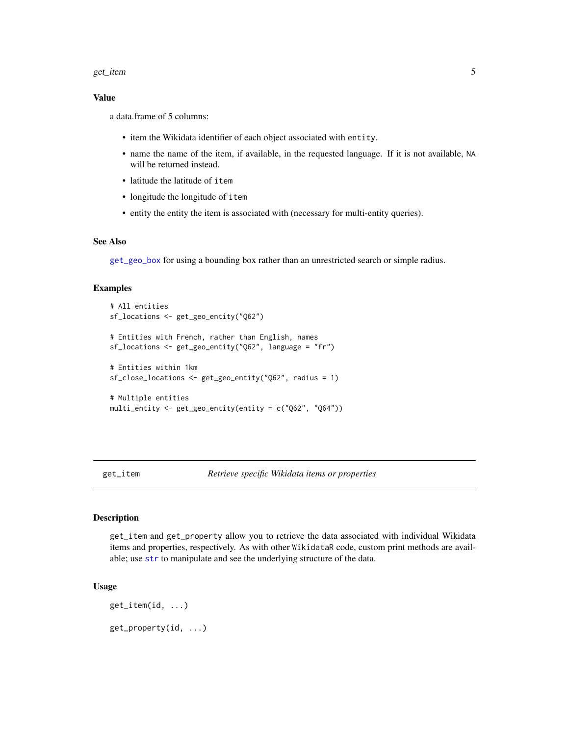## Value

a data.frame of 5 columns:

- item the Wikidata identifier of each object associated with `entity`.
- name the name of the item, if available, in the requested language. If it is not available, `NA` will be returned instead.
- latitude the latitude of `item`
- longitude the longitude of `item`
- entity the entity the item is associated with (necessary for multi-entity queries).

## See Also

`get_geo_box` for using a bounding box rather than an unrestricted search or simple radius.

## Examples

```
# All entities
sf_locations <- get_geo_entity("Q62")

# Entities with French, rather than English, names
sf_locations <- get_geo_entity("Q62", language = "fr")

# Entities within 1km
sf_close_locations <- get_geo_entity("Q62", radius = 1)

# Multiple entities
multi_entity <- get_geo_entity(entity = c("Q62", "Q64"))
```

---

# `get_item` *Retrieve specific Wikidata items or properties*

## Description

`get_item` and `get_property` allow you to retrieve the data associated with individual Wikidata items and properties, respectively. As with other `WikidataR` code, custom print methods are available; use `str` to manipulate and see the underlying structure of the data.

## Usage

```
get_item(id, ...)

get_property(id, ...)
```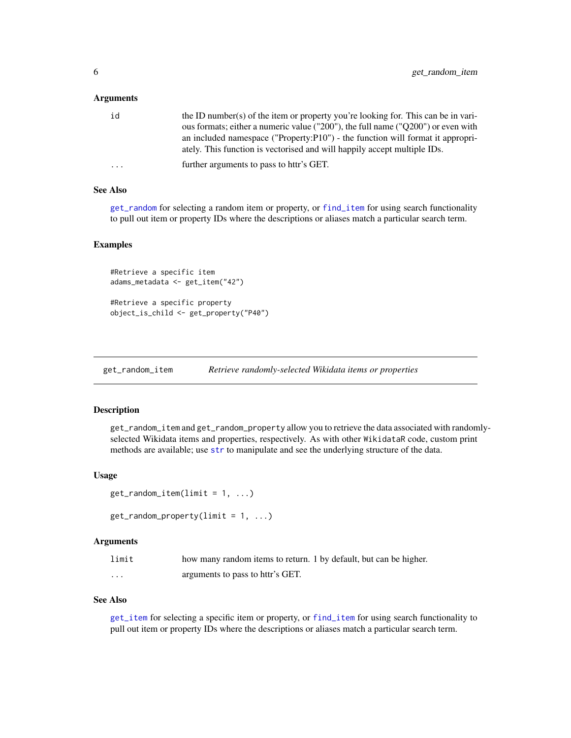### Arguments

| | |
|---|---|
| id | the ID number(s) of the item or property you're looking for. This can be in various formats; either a numeric value ("200"), the full name ("Q200") or even with an included namespace ("Property:P10") - the function will format it appropriately. This function is vectorised and will happily accept multiple IDs. |
| ... | further arguments to pass to httr's GET. |

### See Also

get_random for selecting a random item or property, or find_item for using search functionality to pull out item or property IDs where the descriptions or aliases match a particular search term.

### Examples

```
#Retrieve a specific item
adams_metadata <- get_item("42")

#Retrieve a specific property
object_is_child <- get_property("P40")
```

---

## get_random_item — *Retrieve randomly-selected Wikidata items or properties*

---

### Description

get_random_item and get_random_property allow you to retrieve the data associated with randomly-selected Wikidata items and properties, respectively. As with other WikidataR code, custom print methods are available; use str to manipulate and see the underlying structure of the data.

### Usage

```
get_random_item(limit = 1, ...)

get_random_property(limit = 1, ...)
```

### Arguments

| | |
|---|---|
| limit | how many random items to return. 1 by default, but can be higher. |
| ... | arguments to pass to httr's GET. |

### See Also

get_item for selecting a specific item or property, or find_item for using search functionality to pull out item or property IDs where the descriptions or aliases match a particular search term.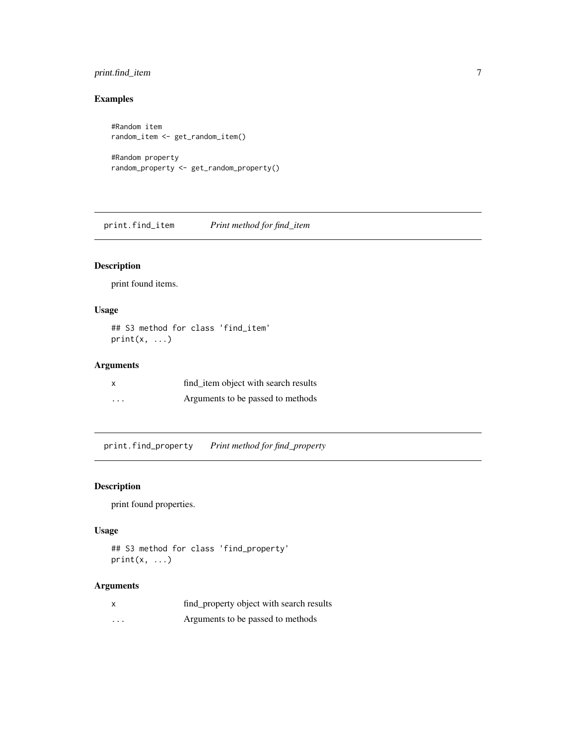## Examples

```
#Random item
random_item <- get_random_item()

#Random property
random_property <- get_random_property()
```

# print.find_item *Print method for find_item*

## Description

print found items.

## Usage

```
## S3 method for class 'find_item'
print(x, ...)
```

## Arguments

| | |
|---|---|
| x | find_item object with search results |
| ... | Arguments to be passed to methods |

# print.find_property *Print method for find_property*

## Description

print found properties.

## Usage

```
## S3 method for class 'find_property'
print(x, ...)
```

## Arguments

| | |
|---|---|
| x | find_property object with search results |
| ... | Arguments to be passed to methods |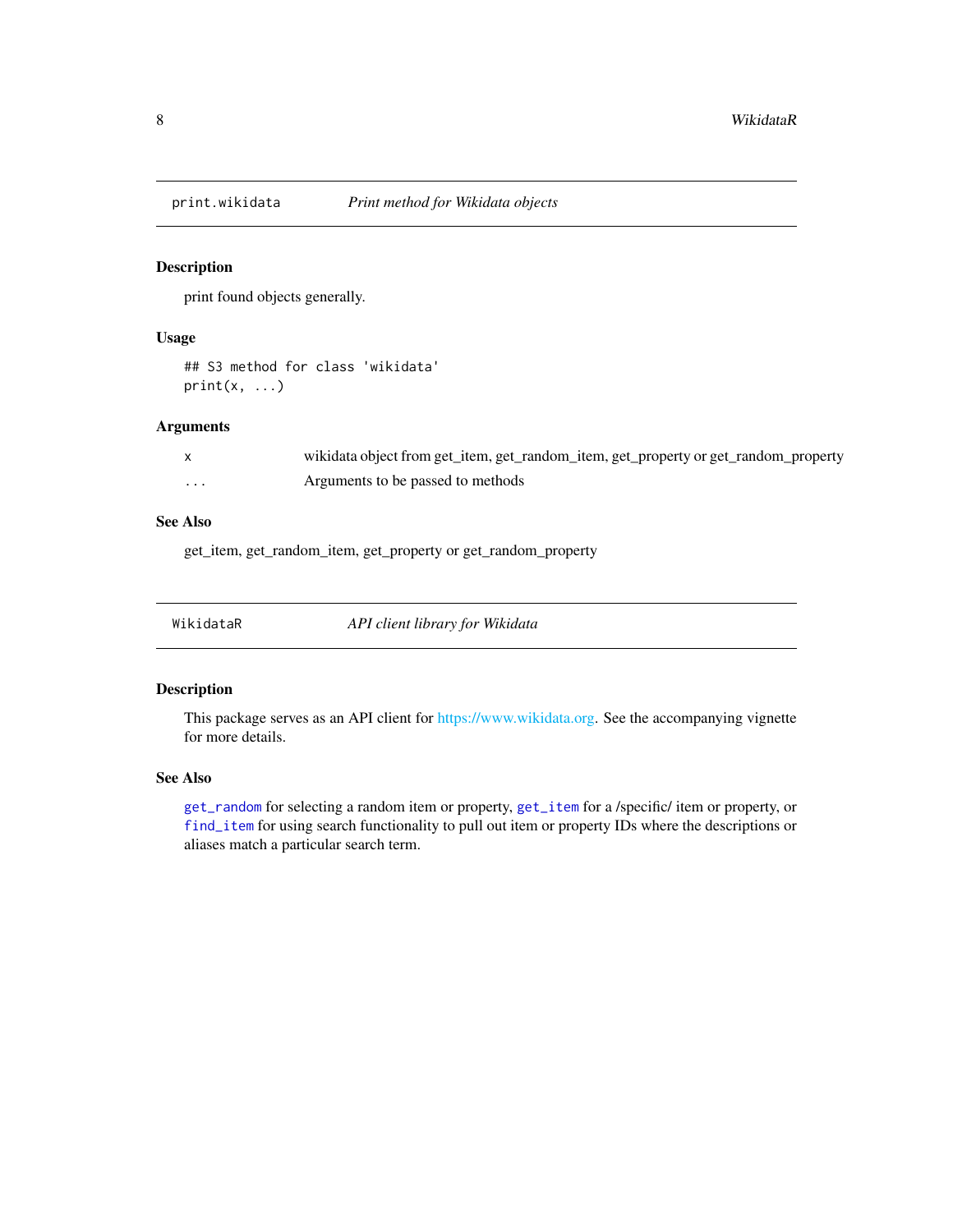## print.wikidata — *Print method for Wikidata objects*

### Description

print found objects generally.

### Usage

```
## S3 method for class 'wikidata'
print(x, ...)
```

### Arguments

| | |
|---|---|
| x | wikidata object from get_item, get_random_item, get_property or get_random_property |
| ... | Arguments to be passed to methods |

### See Also

get_item, get_random_item, get_property or get_random_property

## WikidataR — *API client library for Wikidata*

### Description

This package serves as an API client for https://www.wikidata.org. See the accompanying vignette for more details.

### See Also

`get_random` for selecting a random item or property, `get_item` for a /specific/ item or property, or `find_item` for using search functionality to pull out item or property IDs where the descriptions or aliases match a particular search term.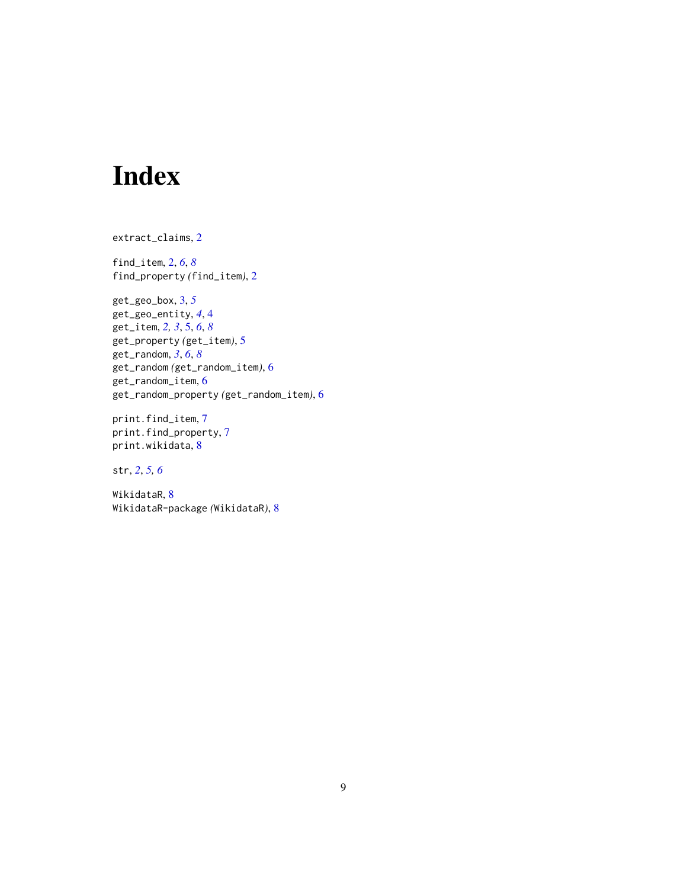# Index

extract_claims, 2

find_item, 2, *6*, *8*
find_property (find_item), 2

get_geo_box, 3, *5*
get_geo_entity, *4*, 4
get_item, *2, 3*, 5, *6*, *8*
get_property (get_item), 5
get_random, *3*, *6*, *8*
get_random (get_random_item), 6
get_random_item, 6
get_random_property (get_random_item), 6

print.find_item, 7
print.find_property, 7
print.wikidata, 8

str, *2*, *5, 6*

WikidataR, 8
WikidataR-package (WikidataR), 8